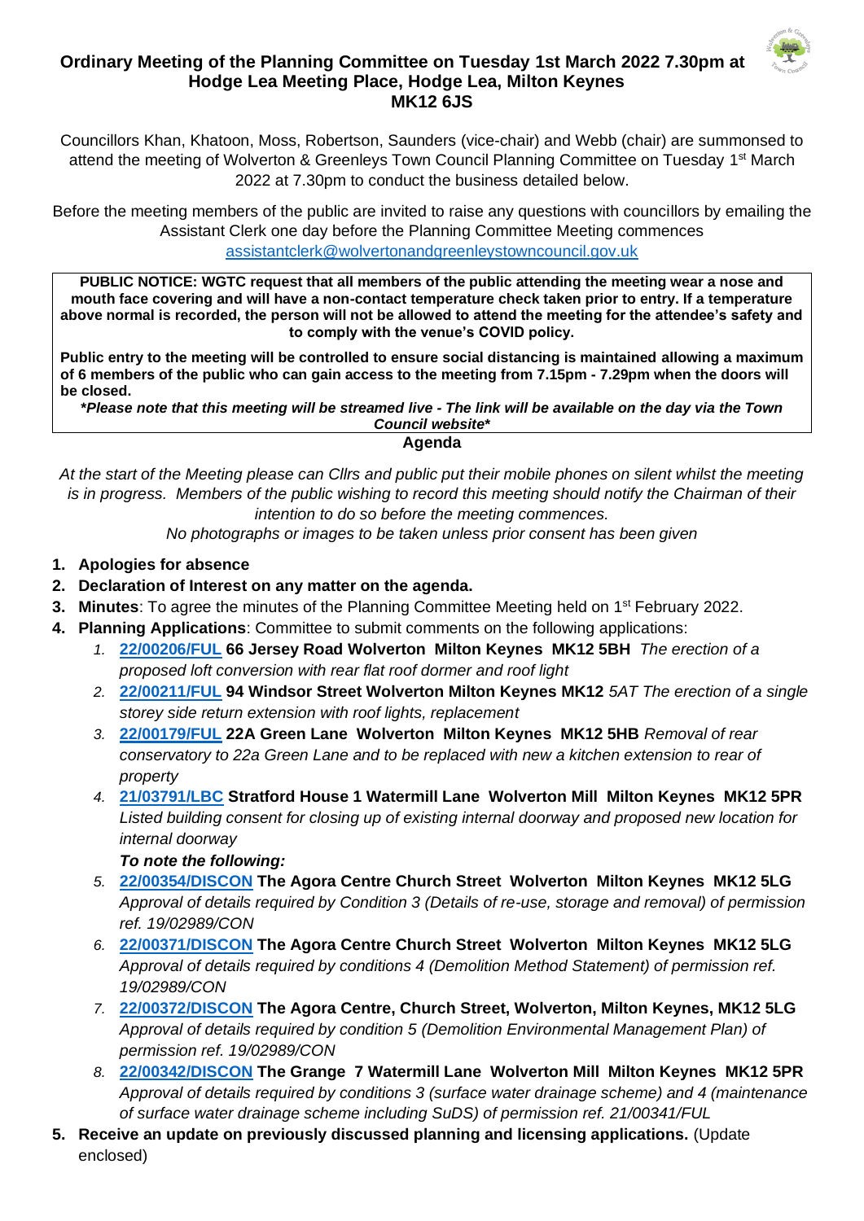# Ordinary Meeting of the Planning Committee on Tuesday 1st March 2022 7.30pm at Hodge Lea Meeting Place, Hodge Lea, Milton Keynes MK12 6JS

Councillors Khan, Khatoon, Moss, Robertson, Saunders (vice-chair) and Webb (chair) are summonsed to attend the meeting of Wolverton & Greenleys Town Council Planning Committee on Tuesday 1st March 2022 at 7.30pm to conduct the business detailed below.

Before the meeting members of the public are invited to raise any questions with councillors by emailing the Assistant Clerk one day before the Planning Committee Meeting commences assistantclerk@wolvertonandgreenleystowncouncil.gov.uk

**PUBLIC NOTICE: WGTC request that all members of the public attending the meeting wear a nose and mouth face covering and will have a non-contact temperature check taken prior to entry. If a temperature above normal is recorded, the person will not be allowed to attend the meeting for the attendee's safety and to comply with the venue's COVID policy.**

**Public entry to the meeting will be controlled to ensure social distancing is maintained allowing a maximum of 6 members of the public who can gain access to the meeting from 7.15pm - 7.29pm when the doors will be closed.**

***Please note that this meeting will be streamed live - The link will be available on the day via the Town Council website***

## Agenda

*At the start of the Meeting please can Cllrs and public put their mobile phones on silent whilst the meeting is in progress. Members of the public wishing to record this meeting should notify the Chairman of their intention to do so before the meeting commences.*

*No photographs or images to be taken unless prior consent has been given*

1. **Apologies for absence**
2. **Declaration of Interest on any matter on the agenda.**
3. **Minutes**: To agree the minutes of the Planning Committee Meeting held on 1st February 2022.
4. **Planning Applications**: Committee to submit comments on the following applications:
   1. **22/00206/FUL 66 Jersey Road Wolverton Milton Keynes MK12 5BH** *The erection of a proposed loft conversion with rear flat roof dormer and roof light*
   2. **22/00211/FUL 94 Windsor Street Wolverton Milton Keynes MK12** *5AT The erection of a single storey side return extension with roof lights, replacement*
   3. **22/00179/FUL 22A Green Lane Wolverton Milton Keynes MK12 5HB** *Removal of rear conservatory to 22a Green Lane and to be replaced with new a kitchen extension to rear of property*
   4. **21/03791/LBC Stratford House 1 Watermill Lane Wolverton Mill Milton Keynes MK12 5PR** *Listed building consent for closing up of existing internal doorway and proposed new location for internal doorway*

      ***To note the following:***
   5. **22/00354/DISCON The Agora Centre Church Street Wolverton Milton Keynes MK12 5LG** *Approval of details required by Condition 3 (Details of re-use, storage and removal) of permission ref. 19/02989/CON*
   6. **22/00371/DISCON The Agora Centre Church Street Wolverton Milton Keynes MK12 5LG** *Approval of details required by conditions 4 (Demolition Method Statement) of permission ref. 19/02989/CON*
   7. **22/00372/DISCON The Agora Centre, Church Street, Wolverton, Milton Keynes, MK12 5LG** *Approval of details required by condition 5 (Demolition Environmental Management Plan) of permission ref. 19/02989/CON*
   8. **22/00342/DISCON The Grange 7 Watermill Lane Wolverton Mill Milton Keynes MK12 5PR** *Approval of details required by conditions 3 (surface water drainage scheme) and 4 (maintenance of surface water drainage scheme including SuDS) of permission ref. 21/00341/FUL*
5. **Receive an update on previously discussed planning and licensing applications.** (Update enclosed)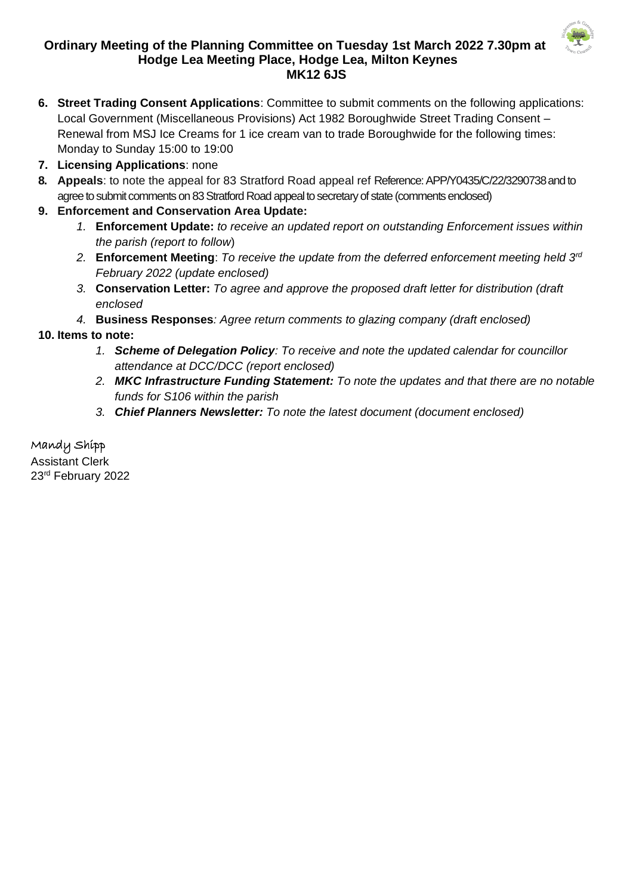**Ordinary Meeting of the Planning Committee on Tuesday 1st March 2022 7.30pm at Hodge Lea Meeting Place, Hodge Lea, Milton Keynes MK12 6JS**

6. **Street Trading Consent Applications**: Committee to submit comments on the following applications: Local Government (Miscellaneous Provisions) Act 1982 Boroughwide Street Trading Consent – Renewal from MSJ Ice Creams for 1 ice cream van to trade Boroughwide for the following times: Monday to Sunday 15:00 to 19:00
7. **Licensing Applications**: none
8. **Appeals**: to note the appeal for 83 Stratford Road appeal ref Reference: APP/Y0435/C/22/3290738 and to agree to submit comments on 83 Stratford Road appeal to secretary of state (comments enclosed)
9. **Enforcement and Conservation Area Update:**
   1. **Enforcement Update:** *to receive an updated report on outstanding Enforcement issues within the parish (report to follow*)
   2. **Enforcement Meeting**: *To receive the update from the deferred enforcement meeting held 3rd February 2022 (update enclosed)*
   3. **Conservation Letter:** *To agree and approve the proposed draft letter for distribution (draft enclosed*
   4. **Business Responses***: Agree return comments to glazing company (draft enclosed)*
10. **Items to note:**
    1. ***Scheme of Delegation Policy****: To receive and note the updated calendar for councillor attendance at DCC/DCC (report enclosed)*
    2. ***MKC Infrastructure Funding Statement:*** *To note the updates and that there are no notable funds for S106 within the parish*
    3. ***Chief Planners Newsletter:*** *To note the latest document (document enclosed)*

Mandy Shipp
Assistant Clerk
23rd February 2022